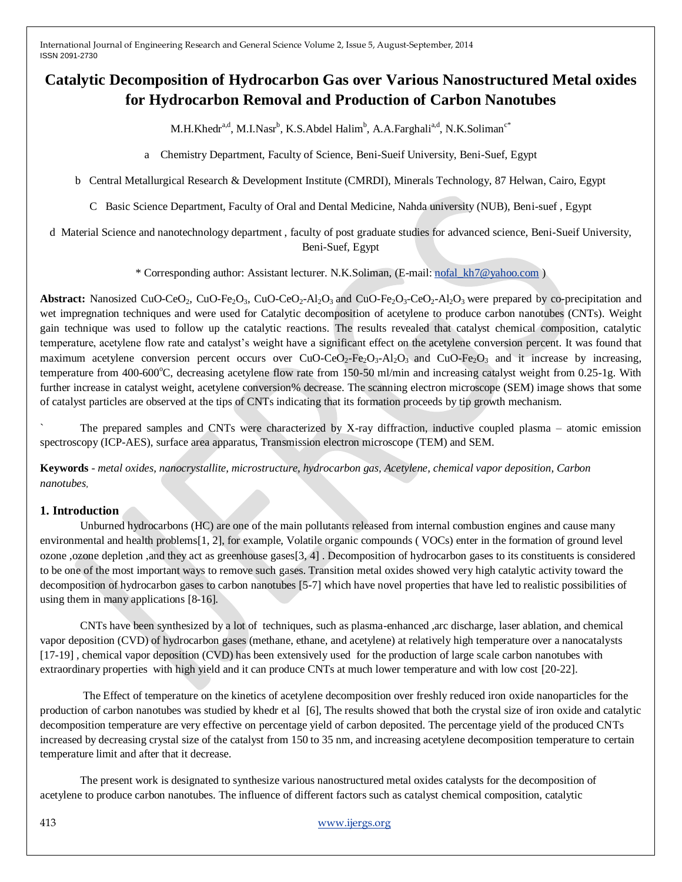# Catalytic Decomposition of Hydrocarbon Gas over Various Nanostructured Metal oxides for Hydrocarbon Removal and Production of Carbon Nanotubes

M.H.Khedr[a,d], M.I.Nasr[b], K.S.Abdel Halim[b], A.A.Farghali[a,d], N.K.Soliman[c*]

a Chemistry Department, Faculty of Science, Beni-Sueif University, Beni-Ssuef, Egypt

b Central Metallurgical Research & Development Institute (CMRDI), Minerals Technology, 87 Helwan, Cairo, Egypt

C Basic Science Department, Faculty of Oral and Dental Medicine, Nahda university (NUB), Beni-suef , Egypt

d Material Science and nanotechnology department , faculty of post graduate studies for advanced science, Beni-Sueif University, Beni-Suef, Egypt

* Corresponding author: Assistant lecturer. N.K.Soliman, (E-mail: nofal_kh7@yahoo.com )

**Abstract:** Nanosized $CuO-CeO_2$, $CuO-Fe_2O_3$, $CuO-CeO_2-Al_2O_3$ and $CuO-Fe_2O_3-CeO_2-Al_2O_3$ were prepared by co-precipitation and wet impregnation techniques and were used for Catalytic decomposition of acetylene to produce carbon nanotubes (CNTs). Weight gain technique was used to follow up the catalytic reactions. The results revealed that catalyst chemical composition, catalytic temperature, acetylene flow rate and catalyst's weight have a significant effect on the acetylene conversion percent. It was found that maximum acetylene conversion percent occurs over $CuO-CeO_2-Fe_2O_3-Al_2O_3$ and $CuO-Fe_2O_3$ and it increase by increasing, temperature from 400-600°C, decreasing acetylene flow rate from 150-50 ml/min and increasing catalyst weight from 0.25-1g. With further increase in catalyst weight, acetylene conversion% decrease. The scanning electron microscope (SEM) image shows that some of catalyst particles are observed at the tips of CNTs indicating that its formation proceeds by tip growth mechanism.

` The prepared samples and CNTs were characterized by X-ray diffraction, inductive coupled plasma – atomic emission spectroscopy (ICP-AES), surface area apparatus, Transmission electron microscope (TEM) and SEM.

**Keywords** - *metal oxides, nanocrystallite, microstructure, hydrocarbon gas, Acetylene, chemical vapor deposition, Carbon nanotubes,*

## 1. Introduction

Unburned hydrocarbons (HC) are one of the main pollutants released from internal combustion engines and cause many environmental and health problems[1, 2], for example, Volatile organic compounds ( VOCs) enter in the formation of ground level ozone ,ozone depletion ,and they act as greenhouse gases[3, 4] . Decomposition of hydrocarbon gases to its constituents is considered to be one of the most important ways to remove such gases. Transition metal oxides showed very high catalytic activity toward the decomposition of hydrocarbon gases to carbon nanotubes [5-7] which have novel properties that have led to realistic possibilities of using them in many applications [8-16].

CNTs have been synthesized by a lot of techniques, such as plasma-enhanced ,arc discharge, laser ablation, and chemical vapor deposition (CVD) of hydrocarbon gases (methane, ethane, and acetylene) at relatively high temperature over a nanocatalysts [17-19] , chemical vapor deposition (CVD) has been extensively used for the production of large scale carbon nanotubes with extraordinary properties with high yield and it can produce CNTs at much lower temperature and with low cost [20-22].

The Effect of temperature on the kinetics of acetylene decomposition over freshly reduced iron oxide nanoparticles for the production of carbon nanotubes was studied by khedr et al [6], The results showed that both the crystal size of iron oxide and catalytic decomposition temperature are very effective on percentage yield of carbon deposited. The percentage yield of the produced CNTs increased by decreasing crystal size of the catalyst from 150 to 35 nm, and increasing acetylene decomposition temperature to certain temperature limit and after that it decrease.

The present work is designated to synthesize various nanostructured metal oxides catalysts for the decomposition of acetylene to produce carbon nanotubes. The influence of different factors such as catalyst chemical composition, catalytic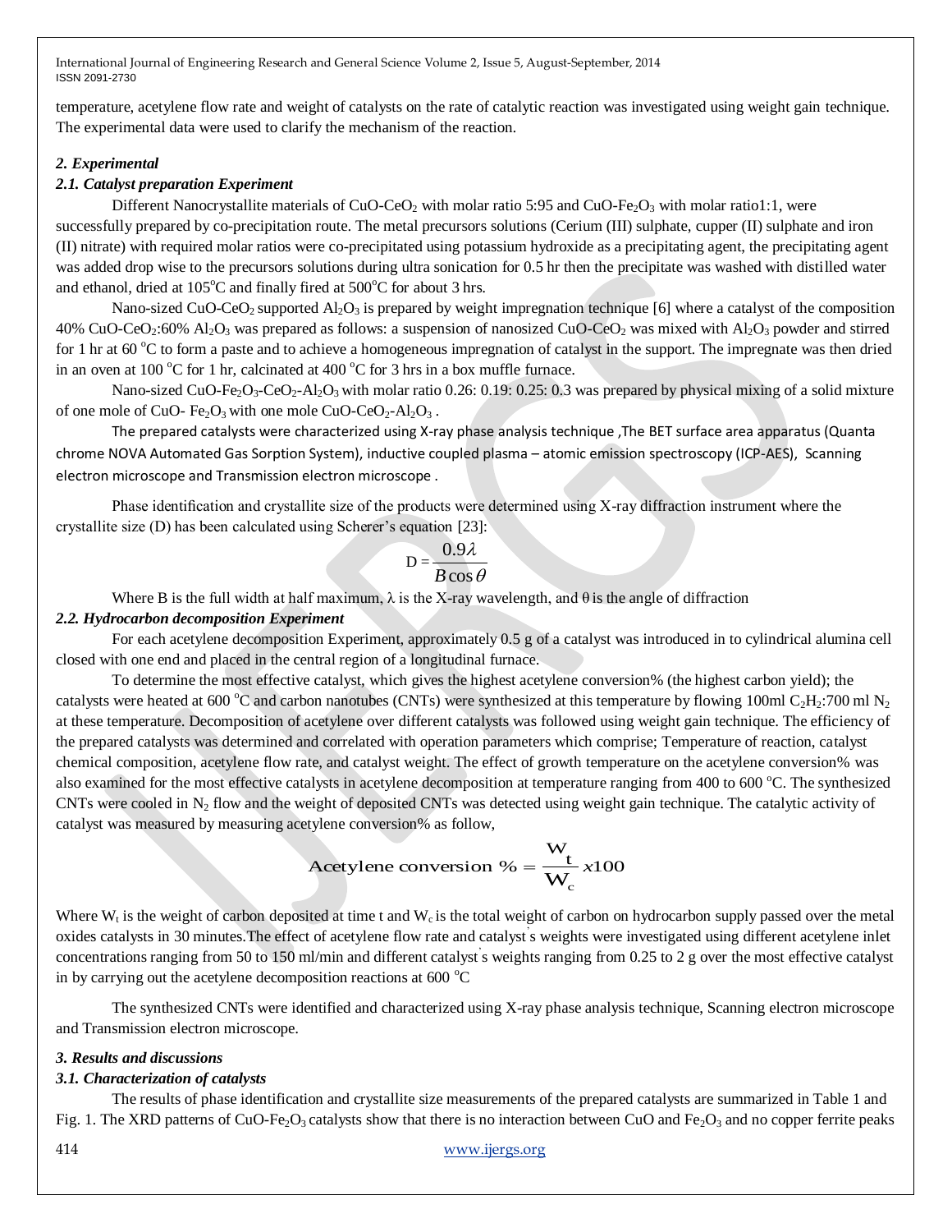temperature, acetylene flow rate and weight of catalysts on the rate of catalytic reaction was investigated using weight gain technique. The experimental data were used to clarify the mechanism of the reaction.

## *2. Experimental*

### *2.1. Catalyst preparation Experiment*

Different Nanocrystallite materials of $CuO\text{-}CeO_2$ with molar ratio 5:95 and $CuO\text{-}Fe_2O_3$ with molar ratio1:1, were successfully prepared by co-precipitation route. The metal precursors solutions (Cerium (III) sulphate, cupper (II) sulphate and iron (II) nitrate) with required molar ratios were co-precipitated using potassium hydroxide as a precipitating agent, the precipitating agent was added drop wise to the precursors solutions during ultra sonication for 0.5 hr then the precipitate was washed with distilled water and ethanol, dried at 105°C and finally fired at 500°C for about 3 hrs.

Nano-sized $CuO\text{-}CeO_2$ supported $Al_2O_3$ is prepared by weight impregnation technique [6] where a catalyst of the composition 40% $CuO\text{-}CeO_2$:60% $Al_2O_3$ was prepared as follows: a suspension of nanosized $CuO\text{-}CeO_2$ was mixed with $Al_2O_3$ powder and stirred for 1 hr at 60 °C to form a paste and to achieve a homogeneous impregnation of catalyst in the support. The impregnate was then dried in an oven at 100 °C for 1 hr, calcinated at 400 °C for 3 hrs in a box muffle furnace.

Nano-sized $CuO\text{-}Fe_2O_3\text{-}CeO_2\text{-}Al_2O_3$ with molar ratio 0.26: 0.19: 0.25: 0.3 was prepared by physical mixing of a solid mixture of one mole of $CuO\text{-}Fe_2O_3$ with one mole $CuO\text{-}CeO_2\text{-}Al_2O_3$ .

The prepared catalysts were characterized using X-ray phase analysis technique ,The BET surface area apparatus (Quanta chrome NOVA Automated Gas Sorption System), inductive coupled plasma – atomic emission spectroscopy (ICP-AES), Scanning electron microscope and Transmission electron microscope .

Phase identification and crystallite size of the products were determined using X-ray diffraction instrument where the crystallite size (D) has been calculated using Scherer's equation [23]:

$$D = \frac{0.9\lambda}{B\cos\theta}$$

Where B is the full width at half maximum, λ is the X-ray wavelength, and θ is the angle of diffraction

### *2.2. Hydrocarbon decomposition Experiment*

For each acetylene decomposition Experiment, approximately 0.5 g of a catalyst was introduced in to cylindrical alumina cell closed with one end and placed in the central region of a longitudinal furnace.

To determine the most effective catalyst, which gives the highest acetylene conversion% (the highest carbon yield); the catalysts were heated at 600 °C and carbon nanotubes (CNTs) were synthesized at this temperature by flowing 100ml $C_2H_2$:700 ml $N_2$ at these temperature. Decomposition of acetylene over different catalysts was followed using weight gain technique. The efficiency of the prepared catalysts was determined and correlated with operation parameters which comprise; Temperature of reaction, catalyst chemical composition, acetylene flow rate, and catalyst weight. The effect of growth temperature on the acetylene conversion% was also examined for the most effective catalysts in acetylene decomposition at temperature ranging from 400 to 600 °C. The synthesized CNTs were cooled in $N_2$ flow and the weight of deposited CNTs was detected using weight gain technique. The catalytic activity of catalyst was measured by measuring acetylene conversion% as follow,

$$\text{Acetylene conversion \%} = \frac{W_t}{W_c} x100$$

Where $W_t$ is the weight of carbon deposited at time t and $W_c$ is the total weight of carbon on hydrocarbon supply passed over the metal oxides catalysts in 30 minutes.The effect of acetylene flow rate and catalyst's weights were investigated using different acetylene inlet concentrations ranging from 50 to 150 ml/min and different catalyst's weights ranging from 0.25 to 2 g over the most effective catalyst in by carrying out the acetylene decomposition reactions at 600 °C

The synthesized CNTs were identified and characterized using X-ray phase analysis technique, Scanning electron microscope and Transmission electron microscope.

## *3. Results and discussions*

### *3.1. Characterization of catalysts*

The results of phase identification and crystallite size measurements of the prepared catalysts are summarized in Table 1 and Fig. 1. The XRD patterns of $CuO\text{-}Fe_2O_3$ catalysts show that there is no interaction between CuO and $Fe_2O_3$ and no copper ferrite peaks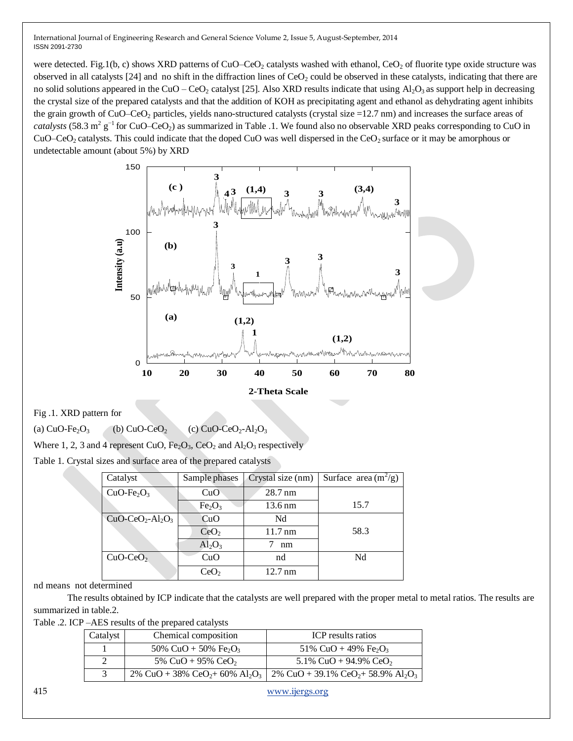were detected. Fig.1(b, c) shows XRD patterns of $CuO–CeO_2$ catalysts washed with ethanol, $CeO_2$ of fluorite type oxide structure was observed in all catalysts [24] and no shift in the diffraction lines of $CeO_2$ could be observed in these catalysts, indicating that there are no solid solutions appeared in the $CuO – CeO_2$ catalyst [25]. Also XRD results indicate that using $Al_2O_3$ as support help in decreasing the crystal size of the prepared catalysts and that the addition of KOH as precipitating agent and ethanol as dehydrating agent inhibits the grain growth of $CuO–CeO_2$ particles, yields nano-structured catalysts (crystal size =12.7 nm) and increases the surface areas of *catalysts* (58.3 $m^2 g^{-1}$ for $CuO–CeO_2$) as summarized in Table .1. We found also no observable XRD peaks corresponding to CuO in $CuO–CeO_2$ catalysts. This could indicate that the doped CuO was well dispersed in the $CeO_2$ surface or it may be amorphous or undetectable amount (about 5%) by XRD

Fig .1. XRD pattern for

(a) $CuO-Fe_2O_3$ (b) $CuO-CeO_2$ (c) $CuO-CeO_2-Al_2O_3$

Where 1, 2, 3 and 4 represent CuO, $Fe_2O_3$, $CeO_2$ and $Al_2O_3$ respectively

Table 1. Crystal sizes and surface area of the prepared catalysts

| Catalyst | Sample phases | Crystal size (nm) | Surface area ($m^2$/g) |
|---|---|---|---|
| $CuO-Fe_2O_3$ | CuO | 28.7 nm | 15.7 |
| | $Fe_2O_3$ | 13.6 nm | |
| $CuO-CeO_2-Al_2O_3$ | CuO | Nd | 58.3 |
| | $CeO_2$ | 11.7 nm | |
| | $Al_2O_3$ | 7 nm | |
| $CuO-CeO_2$ | CuO | nd | Nd |
| | $CeO_2$ | 12.7 nm | |

nd means not determined

The results obtained by ICP indicate that the catalysts are well prepared with the proper metal to metal ratios. The results are summarized in table.2.

Table .2. ICP –AES results of the prepared catalysts

| Catalyst | Chemical composition | ICP results ratios |
|---|---|---|
| 1 | 50% CuO + 50% $Fe_2O_3$ | 51% CuO + 49% $Fe_2O_3$ |
| 2 | 5% CuO + 95% $CeO_2$ | 5.1% CuO + 94.9% $CeO_2$ |
| 3 | 2% CuO + 38% $CeO_2$+ 60% $Al_2O_3$ | 2% CuO + 39.1% $CeO_2$+ 58.9% $Al_2O_3$ |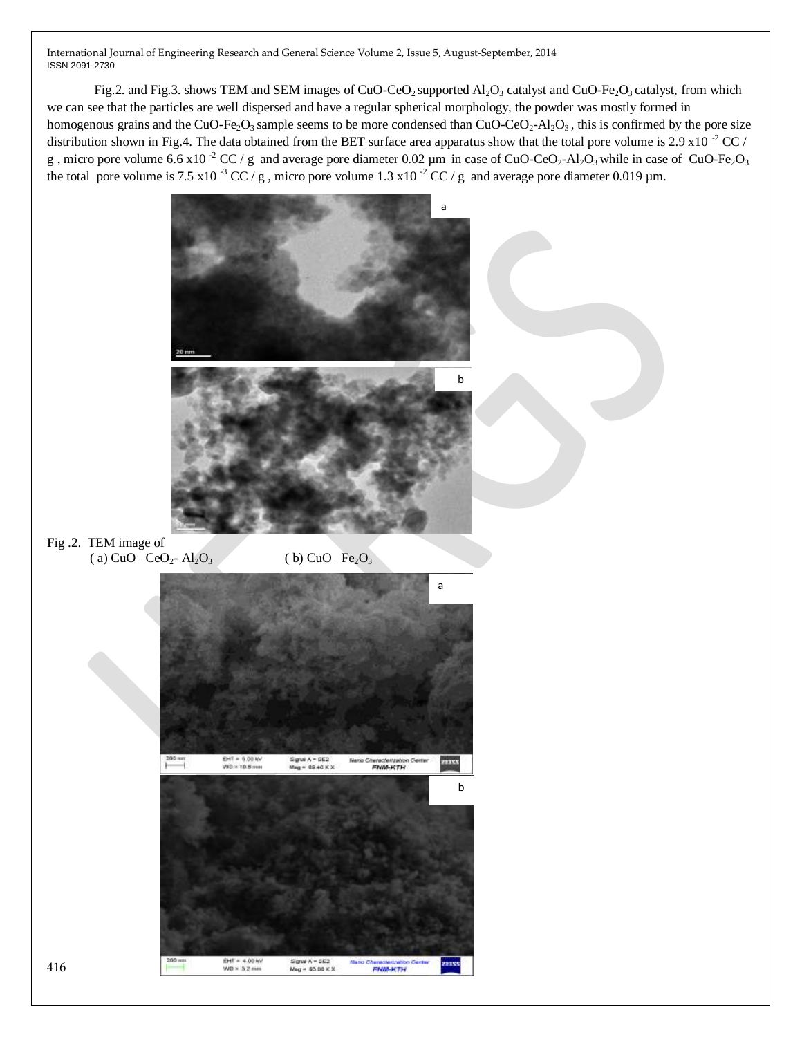Fig.2. and Fig.3. shows TEM and SEM images of $CuO$-$CeO_2$ supported $Al_2O_3$ catalyst and $CuO$-$Fe_2O_3$ catalyst, from which we can see that the particles are well dispersed and have a regular spherical morphology, the powder was mostly formed in homogenous grains and the $CuO$-$Fe_2O_3$ sample seems to be more condensed than $CuO$-$CeO_2$-$Al_2O_3$ , this is confirmed by the pore size distribution shown in Fig.4. The data obtained from the BET surface area apparatus show that the total pore volume is $2.9 \times 10^{-2}$ CC / g , micro pore volume $6.6 \times 10^{-2}$ CC / g and average pore diameter 0.02 µm in case of $CuO$-$CeO_2$-$Al_2O_3$ while in case of $CuO$-$Fe_2O_3$ the total pore volume is $7.5 \times 10^{-3}$ CC / g , micro pore volume $1.3 \times 10^{-2}$ CC / g and average pore diameter 0.019 µm.

Fig .2. TEM image of ( a) $CuO$ –$CeO_2$- $Al_2O_3$ ( b) $CuO$ –$Fe_2O_3$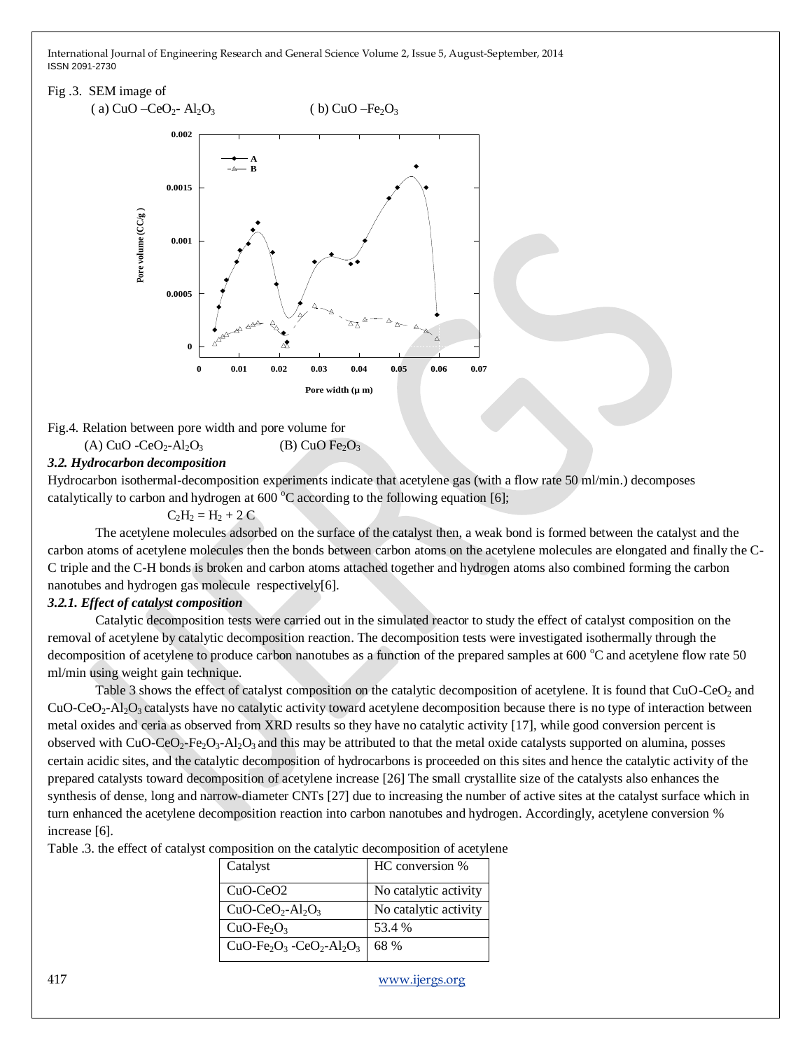Fig .3. SEM image of
( a) CuO –$CeO_2$- $Al_2O_3$ ( b) CuO –$Fe_2O_3$

Fig.4. Relation between pore width and pore volume for
(A) CuO -$CeO_2$-$Al_2O_3$ (B) CuO $Fe_2O_3$

### *3.2. Hydrocarbon decomposition*

Hydrocarbon isothermal-decomposition experiments indicate that acetylene gas (with a flow rate 50 ml/min.) decomposes catalytically to carbon and hydrogen at 600 $^oC$ according to the following equation [6];

$$C_2H_2 = H_2 + 2\ C$$

The acetylene molecules adsorbed on the surface of the catalyst then, a weak bond is formed between the catalyst and the carbon atoms of acetylene molecules then the bonds between carbon atoms on the acetylene molecules are elongated and finally the C-C triple and the C-H bonds is broken and carbon atoms attached together and hydrogen atoms also combined forming the carbon nanotubes and hydrogen gas molecule respectively[6].

#### *3.2.1. Effect of catalyst composition*

Catalytic decomposition tests were carried out in the simulated reactor to study the effect of catalyst composition on the removal of acetylene by catalytic decomposition reaction. The decomposition tests were investigated isothermally through the decomposition of acetylene to produce carbon nanotubes as a function of the prepared samples at 600 $^oC$ and acetylene flow rate 50 ml/min using weight gain technique.

Table 3 shows the effect of catalyst composition on the catalytic decomposition of acetylene. It is found that CuO-$CeO_2$ and CuO-$CeO_2$-$Al_2O_3$ catalysts have no catalytic activity toward acetylene decomposition because there is no type of interaction between metal oxides and ceria as observed from XRD results so they have no catalytic activity [17], while good conversion percent is observed with CuO-$CeO_2$-$Fe_2O_3$-$Al_2O_3$ and this may be attributed to that the metal oxide catalysts supported on alumina, posses certain acidic sites, and the catalytic decomposition of hydrocarbons is proceeded on this sites and hence the catalytic activity of the prepared catalysts toward decomposition of acetylene increase [26] The small crystallite size of the catalysts also enhances the synthesis of dense, long and narrow-diameter CNTs [27] due to increasing the number of active sites at the catalyst surface which in turn enhanced the acetylene decomposition reaction into carbon nanotubes and hydrogen. Accordingly, acetylene conversion % increase [6].

Table .3. the effect of catalyst composition on the catalytic decomposition of acetylene

| Catalyst | HC conversion % |
|---|---|
| CuO-CeO2 | No catalytic activity |
| CuO-$CeO_2$-$Al_2O_3$ | No catalytic activity |
| CuO-$Fe_2O_3$ | 53.4 % |
| CuO-$Fe_2O_3$ -$CeO_2$-$Al_2O_3$ | 68 % |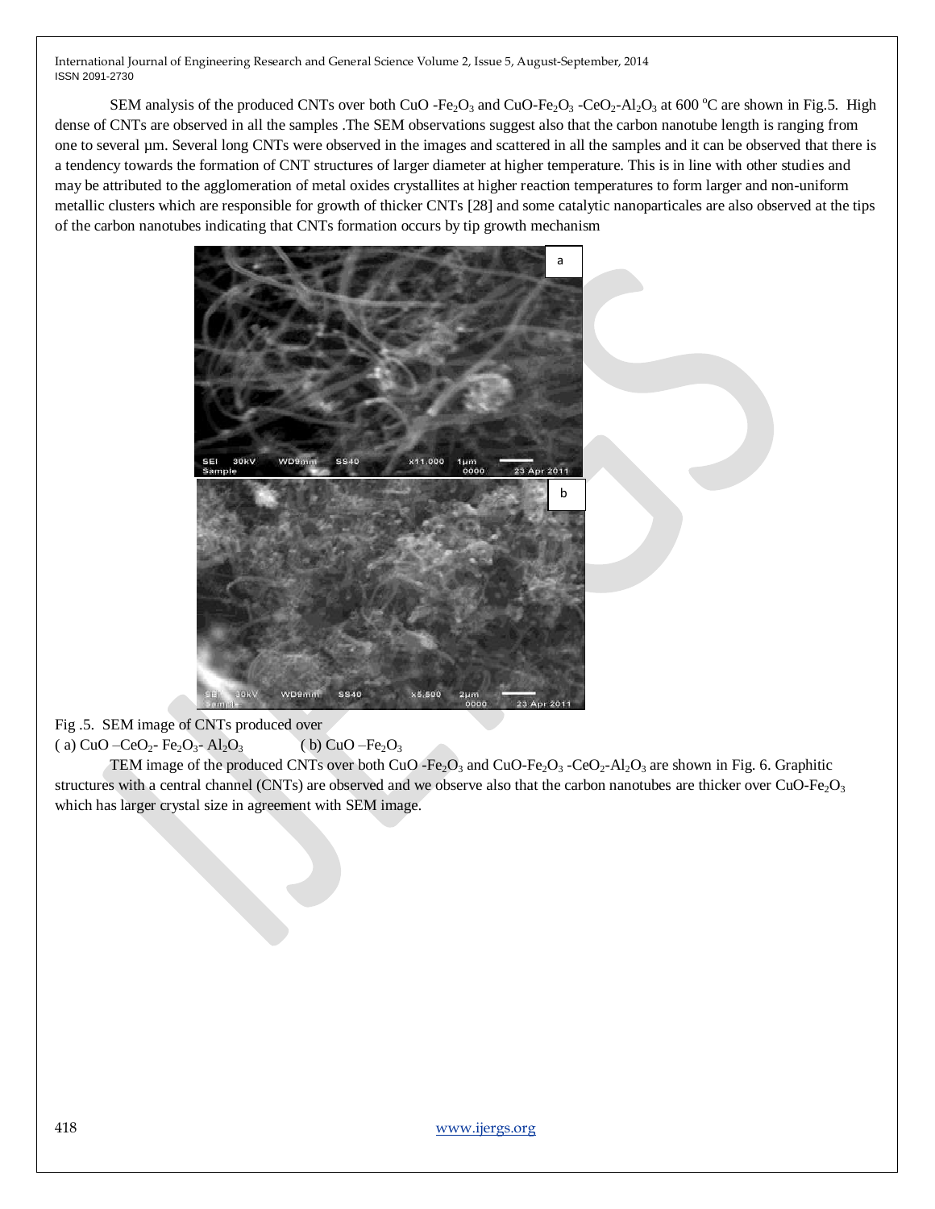SEM analysis of the produced CNTs over both CuO -$Fe_2O_3$ and CuO-$Fe_2O_3$ -$CeO_2$-$Al_2O_3$ at 600 $^oC$ are shown in Fig.5. High dense of CNTs are observed in all the samples .The SEM observations suggest also that the carbon nanotube length is ranging from one to several µm. Several long CNTs were observed in the images and scattered in all the samples and it can be observed that there is a tendency towards the formation of CNT structures of larger diameter at higher temperature. This is in line with other studies and may be attributed to the agglomeration of metal oxides crystallites at higher reaction temperatures to form larger and non-uniform metallic clusters which are responsible for growth of thicker CNTs [28] and some catalytic nanoparticales are also observed at the tips of the carbon nanotubes indicating that CNTs formation occurs by tip growth mechanism

Fig .5. SEM image of CNTs produced over
( a) CuO –$CeO_2$- $Fe_2O_3$- $Al_2O_3$ ( b) CuO –$Fe_2O_3$

TEM image of the produced CNTs over both CuO -$Fe_2O_3$ and CuO-$Fe_2O_3$ -$CeO_2$-$Al_2O_3$ are shown in Fig. 6. Graphitic structures with a central channel (CNTs) are observed and we observe also that the carbon nanotubes are thicker over CuO-$Fe_2O_3$ which has larger crystal size in agreement with SEM image.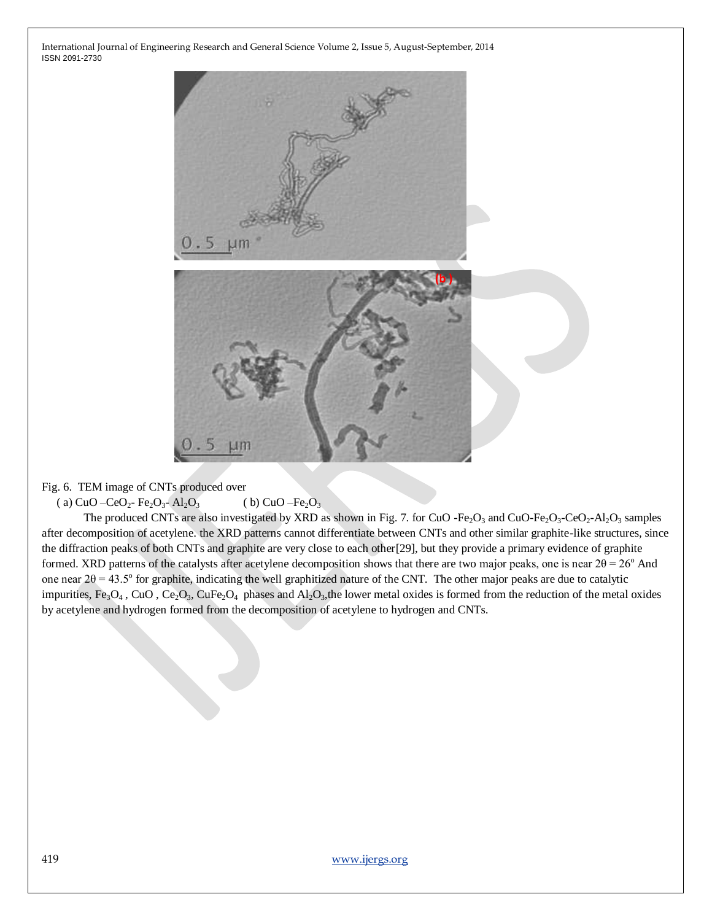Fig. 6. TEM image of CNTs produced over

( a) $CuO$ –$CeO_2$- $Fe_2O_3$- $Al_2O_3$ ( b) $CuO$ –$Fe_2O_3$

The produced CNTs are also investigated by XRD as shown in Fig. 7. for $CuO$ -$Fe_2O_3$ and $CuO$-$Fe_2O_3$-$CeO_2$-$Al_2O_3$ samples after decomposition of acetylene. the XRD patterns cannot differentiate between CNTs and other similar graphite-like structures, since the diffraction peaks of both CNTs and graphite are very close to each other[29], but they provide a primary evidence of graphite formed. XRD patterns of the catalysts after acetylene decomposition shows that there are two major peaks, one is near $2\theta = 26^o$ And one near $2\theta = 43.5^o$ for graphite, indicating the well graphitized nature of the CNT. The other major peaks are due to catalytic impurities, $Fe_3O_4$ , $CuO$ , $Ce_2O_3$, $CuFe_2O_4$ phases and $Al_2O_3$,the lower metal oxides is formed from the reduction of the metal oxides by acetylene and hydrogen formed from the decomposition of acetylene to hydrogen and CNTs.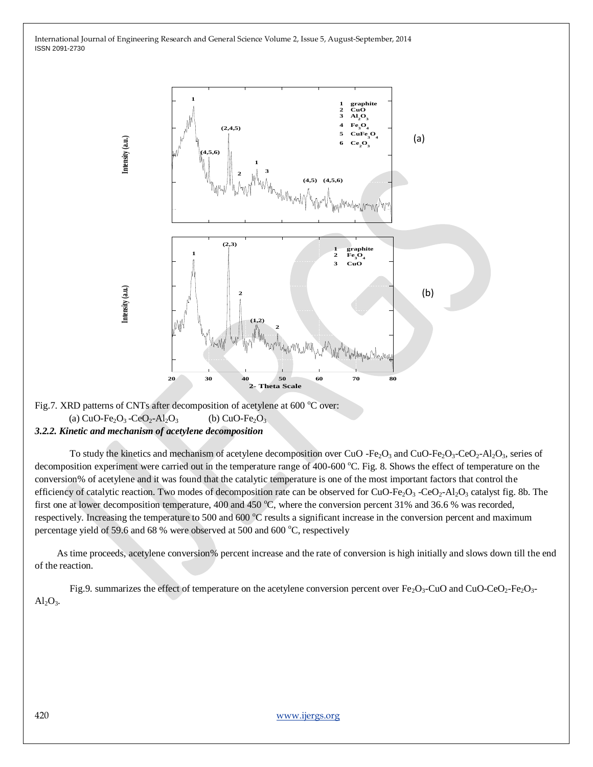Fig.7. XRD patterns of CNTs after decomposition of acetylene at 600 °C over:

(a) $CuO$-$Fe_2O_3$ -$CeO_2$-$Al_2O_3$ (b) $CuO$-$Fe_2O_3$

### *3.2.2. Kinetic and mechanism of acetylene decomposition*

To study the kinetics and mechanism of acetylene decomposition over CuO -$Fe_2O_3$ and $CuO$-$Fe_2O_3$-$CeO_2$-$Al_2O_3$, series of decomposition experiment were carried out in the temperature range of 400-600 °C. Fig. 8. Shows the effect of temperature on the conversion% of acetylene and it was found that the catalytic temperature is one of the most important factors that control the efficiency of catalytic reaction. Two modes of decomposition rate can be observed for $CuO$-$Fe_2O_3$ -$CeO_2$-$Al_2O_3$ catalyst fig. 8b. The first one at lower decomposition temperature, 400 and 450 °C, where the conversion percent 31% and 36.6 % was recorded, respectively. Increasing the temperature to 500 and 600 °C results a significant increase in the conversion percent and maximum percentage yield of 59.6 and 68 % were observed at 500 and 600 °C, respectively

As time proceeds, acetylene conversion% percent increase and the rate of conversion is high initially and slows down till the end of the reaction.

Fig.9. summarizes the effect of temperature on the acetylene conversion percent over $Fe_2O_3$-CuO and CuO-$CeO_2$-$Fe_2O_3$-$Al_2O_3$.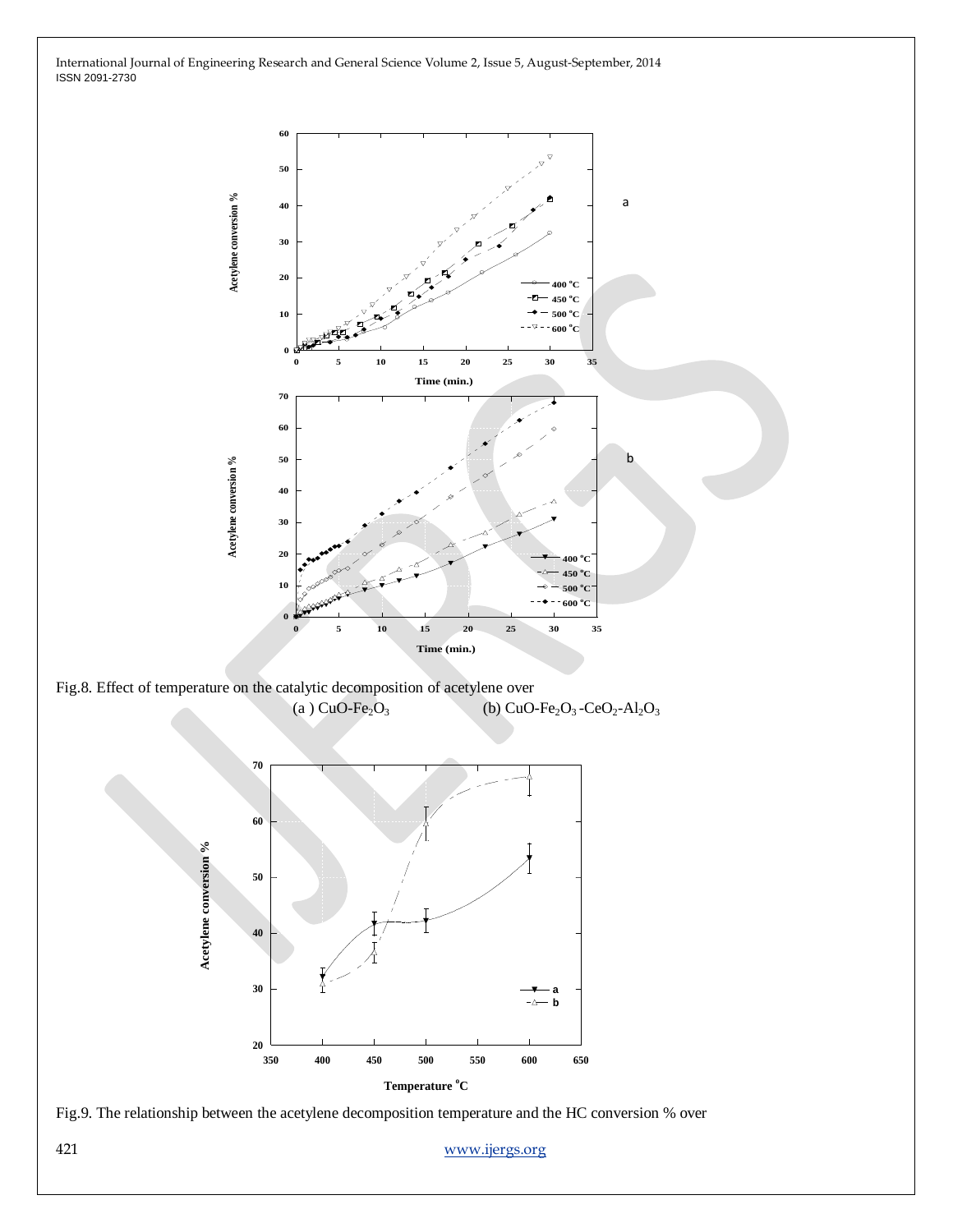Fig.8. Effect of temperature on the catalytic decomposition of acetylene over

(a) $CuO-Fe_2O_3$ (b) $CuO-Fe_2O_3-CeO_2-Al_2O_3$

Fig.9. The relationship between the acetylene decomposition temperature and the HC conversion % over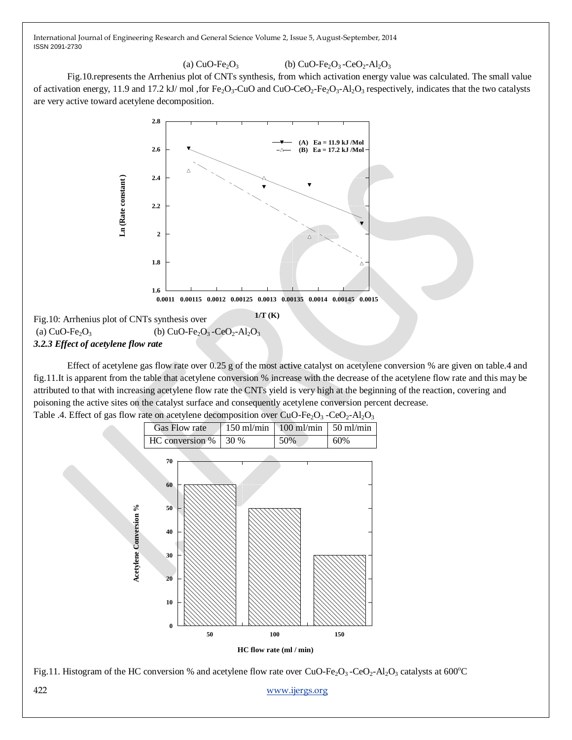(a) $CuO-Fe_2O_3$ (b) $CuO-Fe_2O_3-CeO_2-Al_2O_3$

Fig.10.represents the Arrhenius plot of CNTs synthesis, from which activation energy value was calculated. The small value of activation energy, 11.9 and 17.2 kJ/ mol ,for $Fe_2O_3$-CuO and $CuO-CeO_2-Fe_2O_3-Al_2O_3$ respectively, indicates that the two catalysts are very active toward acetylene decomposition.

Fig.10: Arrhenius plot of CNTs synthesis over
(a) $CuO-Fe_2O_3$ (b) $CuO-Fe_2O_3-CeO_2-Al_2O_3$

### *3.2.3 Effect of acetylene flow rate*

Effect of acetylene gas flow rate over 0.25 g of the most active catalyst on acetylene conversion % are given on table.4 and fig.11.It is apparent from the table that acetylene conversion % increase with the decrease of the acetylene flow rate and this may be attributed to that with increasing acetylene flow rate the CNTs yield is very high at the beginning of the reaction, covering and poisoning the active sites on the catalyst surface and consequently acetylene conversion percent decrease.

Table .4. Effect of gas flow rate on acetylene decomposition over $CuO-Fe_2O_3-CeO_2-Al_2O_3$

| Gas Flow rate | 150 ml/min | 100 ml/min | 50 ml/min |
|---|---|---|---|
| HC conversion % | 30 % | 50% | 60% |

Fig.11. Histogram of the HC conversion % and acetylene flow rate over $CuO-Fe_2O_3-CeO_2-Al_2O_3$ catalysts at 600°C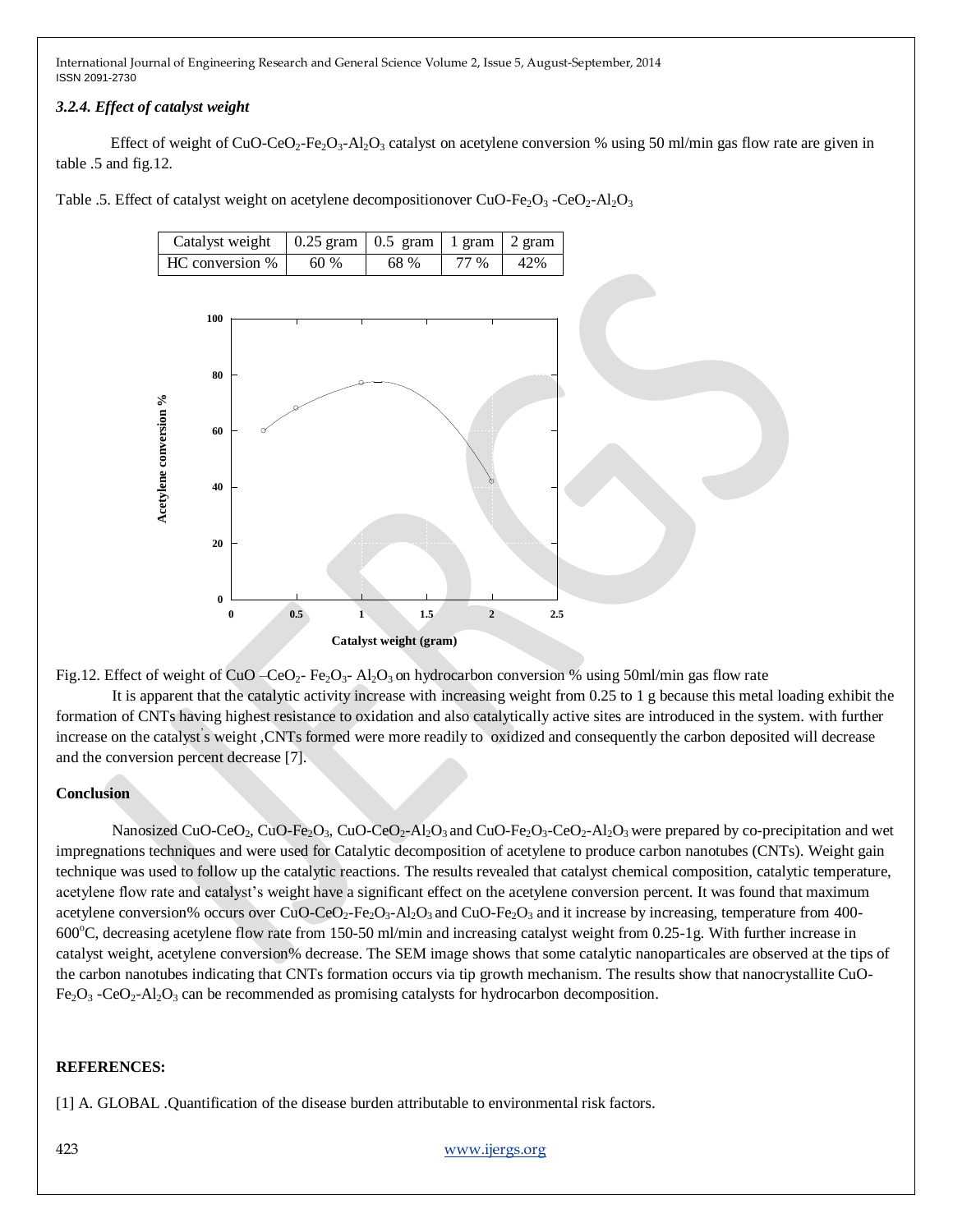### 3.2.4. Effect of catalyst weight

Effect of weight of $CuO-CeO_2-Fe_2O_3-Al_2O_3$ catalyst on acetylene conversion % using 50 ml/min gas flow rate are given in table .5 and fig.12.

Table .5. Effect of catalyst weight on acetylene decompositionover $CuO-Fe_2O_3$ $-CeO_2-Al_2O_3$

| Catalyst weight | 0.25 gram | 0.5 gram | 1 gram | 2 gram |
|---|---|---|---|---|
| HC conversion % | 60 % | 68 % | 77 % | 42% |

Fig.12. Effect of weight of CuO $-CeO_2$- $Fe_2O_3$- $Al_2O_3$ on hydrocarbon conversion % using 50ml/min gas flow rate

It is apparent that the catalytic activity increase with increasing weight from 0.25 to 1 g because this metal loading exhibit the formation of CNTs having highest resistance to oxidation and also catalytically active sites are introduced in the system. with further increase on the catalyst's weight ,CNTs formed were more readily to oxidized and consequently the carbon deposited will decrease and the conversion percent decrease [7].

## Conclusion

Nanosized $CuO-CeO_2$, $CuO-Fe_2O_3$, $CuO-CeO_2-Al_2O_3$ and $CuO-Fe_2O_3-CeO_2-Al_2O_3$ were prepared by co-precipitation and wet impregnations techniques and were used for Catalytic decomposition of acetylene to produce carbon nanotubes (CNTs). Weight gain technique was used to follow up the catalytic reactions. The results revealed that catalyst chemical composition, catalytic temperature, acetylene flow rate and catalyst's weight have a significant effect on the acetylene conversion percent. It was found that maximum acetylene conversion% occurs over $CuO-CeO_2-Fe_2O_3-Al_2O_3$ and $CuO-Fe_2O_3$ and it increase by increasing, temperature from 400-600°C, decreasing acetylene flow rate from 150-50 ml/min and increasing catalyst weight from 0.25-1g. With further increase in catalyst weight, acetylene conversion% decrease. The SEM image shows that some catalytic nanoparticales are observed at the tips of the carbon nanotubes indicating that CNTs formation occurs via tip growth mechanism. The results show that nanocrystallite CuO-$Fe_2O_3$ $-CeO_2-Al_2O_3$ can be recommended as promising catalysts for hydrocarbon decomposition.

## REFERENCES:

[1] A. GLOBAL .Quantification of the disease burden attributable to environmental risk factors.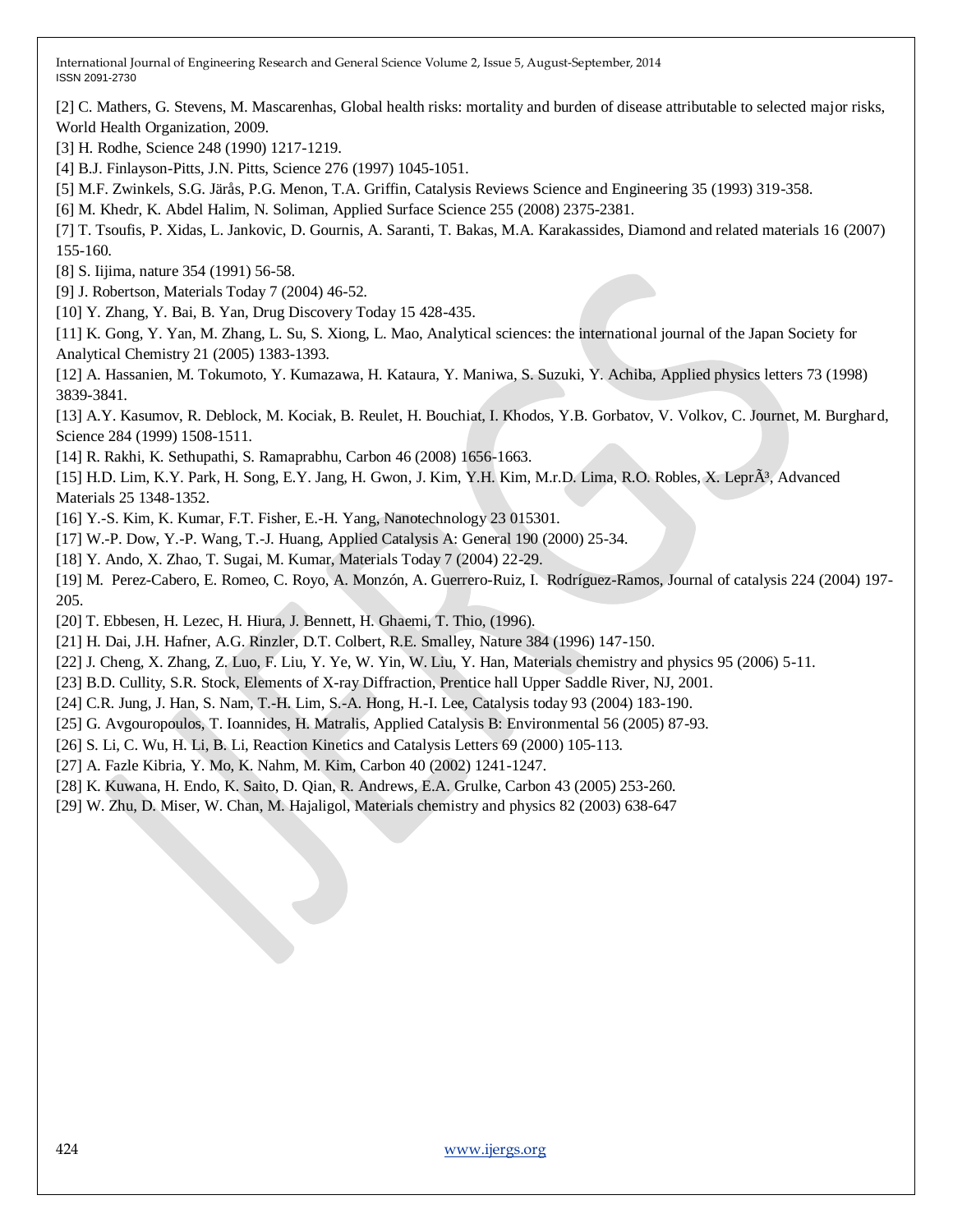[2] C. Mathers, G. Stevens, M. Mascarenhas, Global health risks: mortality and burden of disease attributable to selected major risks, World Health Organization, 2009.

[3] H. Rodhe, Science 248 (1990) 1217-1219.

[4] B.J. Finlayson-Pitts, J.N. Pitts, Science 276 (1997) 1045-1051.

[5] M.F. Zwinkels, S.G. Järås, P.G. Menon, T.A. Griffin, Catalysis Reviews Science and Engineering 35 (1993) 319-358.

[6] M. Khedr, K. Abdel Halim, N. Soliman, Applied Surface Science 255 (2008) 2375-2381.

[7] T. Tsoufis, P. Xidas, L. Jankovic, D. Gournis, A. Saranti, T. Bakas, M.A. Karakassides, Diamond and related materials 16 (2007) 155-160.

[8] S. Iijima, nature 354 (1991) 56-58.

[9] J. Robertson, Materials Today 7 (2004) 46-52.

[10] Y. Zhang, Y. Bai, B. Yan, Drug Discovery Today 15 428-435.

[11] K. Gong, Y. Yan, M. Zhang, L. Su, S. Xiong, L. Mao, Analytical sciences: the international journal of the Japan Society for Analytical Chemistry 21 (2005) 1383-1393.

[12] A. Hassanien, M. Tokumoto, Y. Kumazawa, H. Kataura, Y. Maniwa, S. Suzuki, Y. Achiba, Applied physics letters 73 (1998) 3839-3841.

[13] A.Y. Kasumov, R. Deblock, M. Kociak, B. Reulet, H. Bouchiat, I. Khodos, Y.B. Gorbatov, V. Volkov, C. Journet, M. Burghard, Science 284 (1999) 1508-1511.

[14] R. Rakhi, K. Sethupathi, S. Ramaprabhu, Carbon 46 (2008) 1656-1663.

[15] H.D. Lim, K.Y. Park, H. Song, E.Y. Jang, H. Gwon, J. Kim, Y.H. Kim, M.r.D. Lima, R.O. Robles, X. LeprÃ³, Advanced Materials 25 1348-1352.

[16] Y.-S. Kim, K. Kumar, F.T. Fisher, E.-H. Yang, Nanotechnology 23 015301.

[17] W.-P. Dow, Y.-P. Wang, T.-J. Huang, Applied Catalysis A: General 190 (2000) 25-34.

[18] Y. Ando, X. Zhao, T. Sugai, M. Kumar, Materials Today 7 (2004) 22-29.

[19] M. Perez-Cabero, E. Romeo, C. Royo, A. Monzón, A. Guerrero-Ruiz, I. Rodríguez-Ramos, Journal of catalysis 224 (2004) 197-205.

[20] T. Ebbesen, H. Lezec, H. Hiura, J. Bennett, H. Ghaemi, T. Thio, (1996).

[21] H. Dai, J.H. Hafner, A.G. Rinzler, D.T. Colbert, R.E. Smalley, Nature 384 (1996) 147-150.

[22] J. Cheng, X. Zhang, Z. Luo, F. Liu, Y. Ye, W. Yin, W. Liu, Y. Han, Materials chemistry and physics 95 (2006) 5-11.

[23] B.D. Cullity, S.R. Stock, Elements of X-ray Diffraction, Prentice hall Upper Saddle River, NJ, 2001.

[24] C.R. Jung, J. Han, S. Nam, T.-H. Lim, S.-A. Hong, H.-I. Lee, Catalysis today 93 (2004) 183-190.

[25] G. Avgouropoulos, T. Ioannides, H. Matralis, Applied Catalysis B: Environmental 56 (2005) 87-93.

[26] S. Li, C. Wu, H. Li, B. Li, Reaction Kinetics and Catalysis Letters 69 (2000) 105-113.

[27] A. Fazle Kibria, Y. Mo, K. Nahm, M. Kim, Carbon 40 (2002) 1241-1247.

[28] K. Kuwana, H. Endo, K. Saito, D. Qian, R. Andrews, E.A. Grulke, Carbon 43 (2005) 253-260.

[29] W. Zhu, D. Miser, W. Chan, M. Hajaligol, Materials chemistry and physics 82 (2003) 638-647